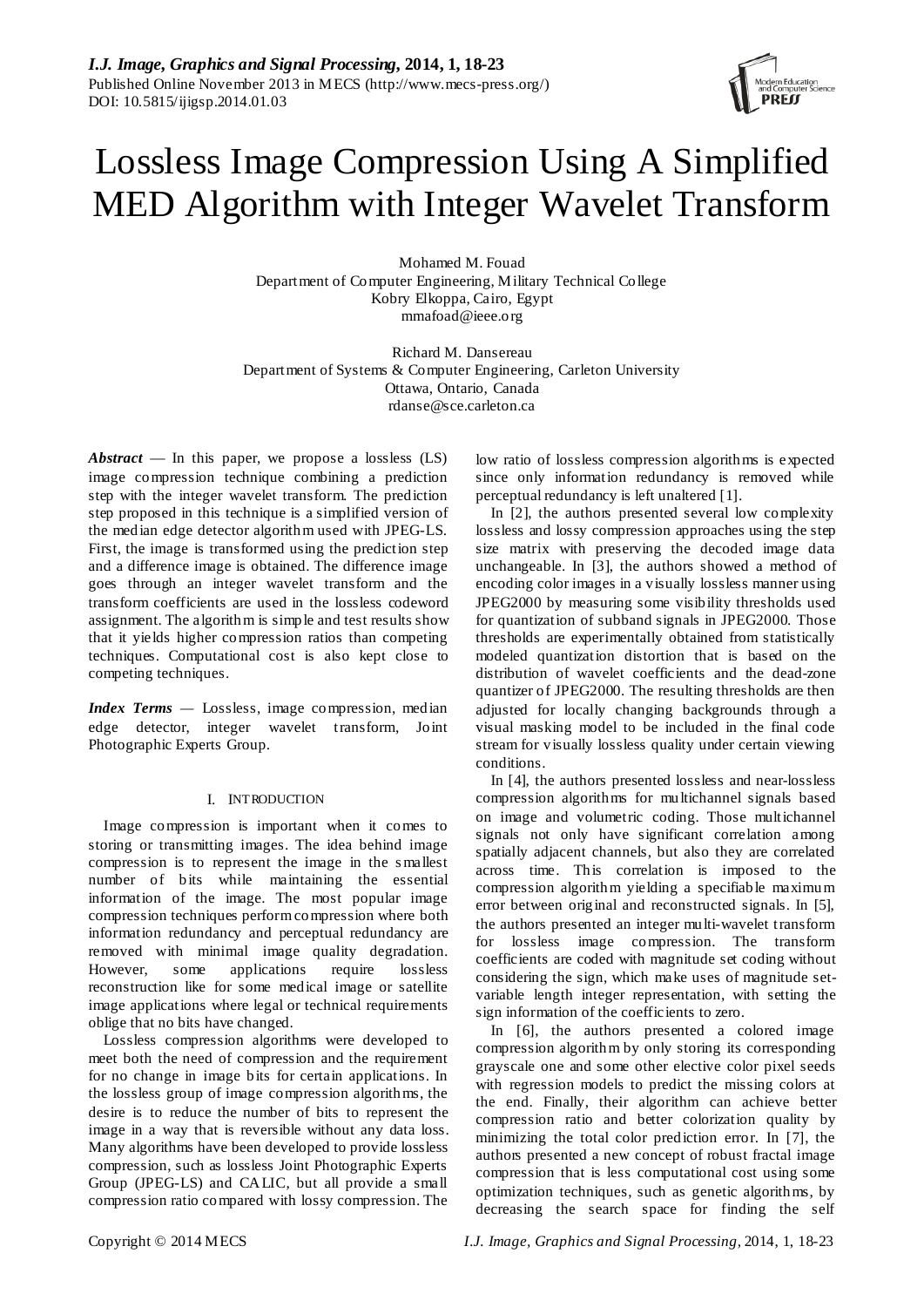# Lossless Image Compression Using A Simplified MED Algorithm with Integer Wavelet Transform

Mohamed M. Fouad
Department of Computer Engineering, Military Technical College
Kobry Elkoppa, Cairo, Egypt
mmafoad@ieee.org

Richard M. Dansereau
Department of Systems & Computer Engineering, Carleton University
Ottawa, Ontario, Canada
rdanse@sce.carleton.ca

***Abstract*** — In this paper, we propose a lossless (LS) image compression technique combining a prediction step with the integer wavelet transform. The prediction step proposed in this technique is a simplified version of the median edge detector algorithm used with JPEG-LS. First, the image is transformed using the prediction step and a difference image is obtained. The difference image goes through an integer wavelet transform and the transform coefficients are used in the lossless codeword assignment. The algorithm is simple and test results show that it yields higher compression ratios than competing techniques. Computational cost is also kept close to competing techniques.

***Index Terms*** — Lossless, image compression, median edge detector, integer wavelet transform, Joint Photographic Experts Group.

## I. INTRODUCTION

Image compression is important when it comes to storing or transmitting images. The idea behind image compression is to represent the image in the smallest number of bits while maintaining the essential information of the image. The most popular image compression techniques perform compression where both information redundancy and perceptual redundancy are removed with minimal image quality degradation. However, some applications require lossless reconstruction like for some medical image or satellite image applications where legal or technical requirements oblige that no bits have changed.

Lossless compression algorithms were developed to meet both the need of compression and the requirement for no change in image bits for certain applications. In the lossless group of image compression algorithms, the desire is to reduce the number of bits to represent the image in a way that is reversible without any data loss. Many algorithms have been developed to provide lossless compression, such as lossless Joint Photographic Experts Group (JPEG-LS) and CALIC, but all provide a small compression ratio compared with lossy compression. The low ratio of lossless compression algorithms is expected since only information redundancy is removed while perceptual redundancy is left unaltered [1].

In [2], the authors presented several low complexity lossless and lossy compression approaches using the step size matrix with preserving the decoded image data unchangeable. In [3], the authors showed a method of encoding color images in a visually lossless manner using JPEG2000 by measuring some visibility thresholds used for quantization of subband signals in JPEG2000. Those thresholds are experimentally obtained from statistically modeled quantization distortion that is based on the distribution of wavelet coefficients and the dead-zone quantizer of JPEG2000. The resulting thresholds are then adjusted for locally changing backgrounds through a visual masking model to be included in the final code stream for visually lossless quality under certain viewing conditions.

In [4], the authors presented lossless and near-lossless compression algorithms for multichannel signals based on image and volumetric coding. Those multichannel signals not only have significant correlation among spatially adjacent channels, but also they are correlated across time. This correlation is imposed to the compression algorithm yielding a specifiable maximum error between original and reconstructed signals. In [5], the authors presented an integer multi-wavelet transform for lossless image compression. The transform coefficients are coded with magnitude set coding without considering the sign, which make uses of magnitude set-variable length integer representation, with setting the sign information of the coefficients to zero.

In [6], the authors presented a colored image compression algorithm by only storing its corresponding grayscale one and some other elective color pixel seeds with regression models to predict the missing colors at the end. Finally, their algorithm can achieve better compression ratio and better colorization quality by minimizing the total color prediction error. In [7], the authors presented a new concept of robust fractal image compression that is less computational cost using some optimization techniques, such as genetic algorithms, by decreasing the search space for finding the self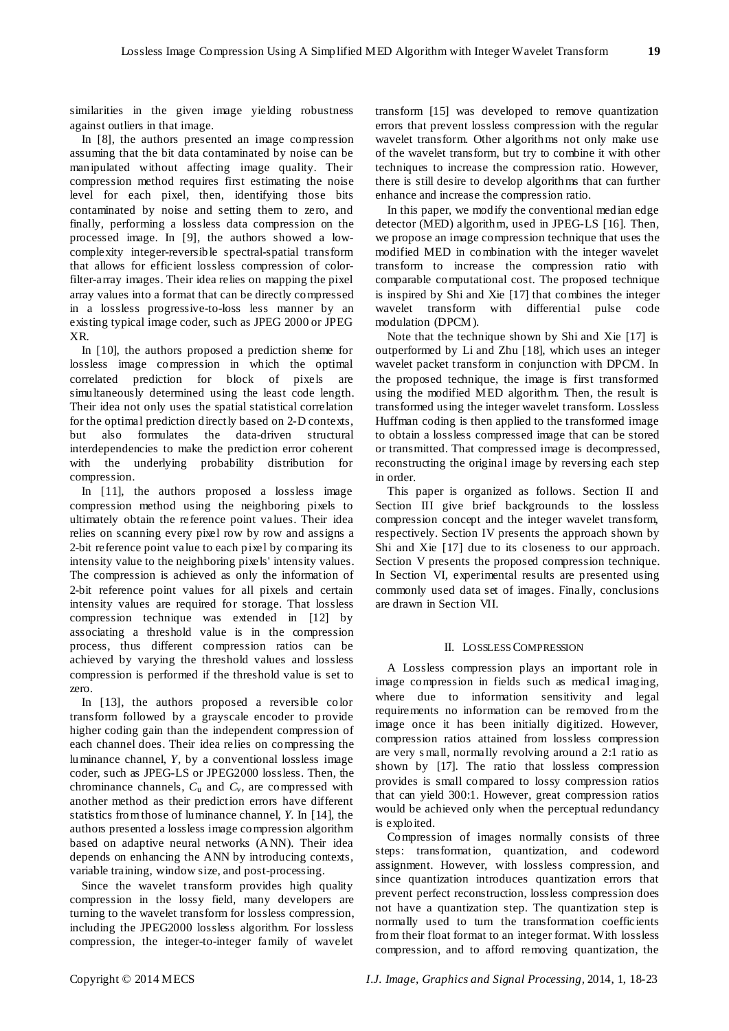similarities in the given image yielding robustness against outliers in that image.

In [8], the authors presented an image compression assuming that the bit data contaminated by noise can be manipulated without affecting image quality. Their compression method requires first estimating the noise level for each pixel, then, identifying those bits contaminated by noise and setting them to zero, and finally, performing a lossless data compression on the processed image. In [9], the authors showed a low-complexity integer-reversible spectral-spatial transform that allows for efficient lossless compression of color-filter-array images. Their idea relies on mapping the pixel array values into a format that can be directly compressed in a lossless progressive-to-loss less manner by an existing typical image coder, such as JPEG 2000 or JPEG XR.

In [10], the authors proposed a prediction sheme for lossless image compression in which the optimal correlated prediction for block of pixels are simultaneously determined using the least code length. Their idea not only uses the spatial statistical correlation for the optimal prediction directly based on 2-D contexts, but also formulates the data-driven structural interdependencies to make the prediction error coherent with the underlying probability distribution for compression.

In [11], the authors proposed a lossless image compression method using the neighboring pixels to ultimately obtain the reference point values. Their idea relies on scanning every pixel row by row and assigns a 2-bit reference point value to each pixel by comparing its intensity value to the neighboring pixels' intensity values. The compression is achieved as only the information of 2-bit reference point values for all pixels and certain intensity values are required for storage. That lossless compression technique was extended in [12] by associating a threshold value is in the compression process, thus different compression ratios can be achieved by varying the threshold values and lossless compression is performed if the threshold value is set to zero.

In [13], the authors proposed a reversible color transform followed by a grayscale encoder to provide higher coding gain than the independent compression of each channel does. Their idea relies on compressing the luminance channel, *Y*, by a conventional lossless image coder, such as JPEG-LS or JPEG2000 lossless. Then, the chrominance channels, $C_u$ and $C_v$, are compressed with another method as their prediction errors have different statistics from those of luminance channel, *Y*. In [14], the authors presented a lossless image compression algorithm based on adaptive neural networks (ANN). Their idea depends on enhancing the ANN by introducing contexts, variable training, window size, and post-processing.

Since the wavelet transform provides high quality compression in the lossy field, many developers are turning to the wavelet transform for lossless compression, including the JPEG2000 lossless algorithm. For lossless compression, the integer-to-integer family of wavelet transform [15] was developed to remove quantization errors that prevent lossless compression with the regular wavelet transform. Other algorithms not only make use of the wavelet transform, but try to combine it with other techniques to increase the compression ratio. However, there is still desire to develop algorithms that can further enhance and increase the compression ratio.

In this paper, we modify the conventional median edge detector (MED) algorithm, used in JPEG-LS [16]. Then, we propose an image compression technique that uses the modified MED in combination with the integer wavelet transform to increase the compression ratio with comparable computational cost. The proposed technique is inspired by Shi and Xie [17] that combines the integer wavelet transform with differential pulse code modulation (DPCM).

Note that the technique shown by Shi and Xie [17] is outperformed by Li and Zhu [18], which uses an integer wavelet packet transform in conjunction with DPCM. In the proposed technique, the image is first transformed using the modified MED algorithm. Then, the result is transformed using the integer wavelet transform. Lossless Huffman coding is then applied to the transformed image to obtain a lossless compressed image that can be stored or transmitted. That compressed image is decompressed, reconstructing the original image by reversing each step in order.

This paper is organized as follows. Section II and Section III give brief backgrounds to the lossless compression concept and the integer wavelet transform, respectively. Section IV presents the approach shown by Shi and Xie [17] due to its closeness to our approach. Section V presents the proposed compression technique. In Section VI, experimental results are presented using commonly used data set of images. Finally, conclusions are drawn in Section VII.

## II. Lossless Compression

A Lossless compression plays an important role in image compression in fields such as medical imaging, where due to information sensitivity and legal requirements no information can be removed from the image once it has been initially digitized. However, compression ratios attained from lossless compression are very small, normally revolving around a 2:1 ratio as shown by [17]. The ratio that lossless compression provides is small compared to lossy compression ratios that can yield 300:1. However, great compression ratios would be achieved only when the perceptual redundancy is exploited.

Compression of images normally consists of three steps: transformation, quantization, and codeword assignment. However, with lossless compression, and since quantization introduces quantization errors that prevent perfect reconstruction, lossless compression does not have a quantization step. The quantization step is normally used to turn the transformation coefficients from their float format to an integer format. With lossless compression, and to afford removing quantization, the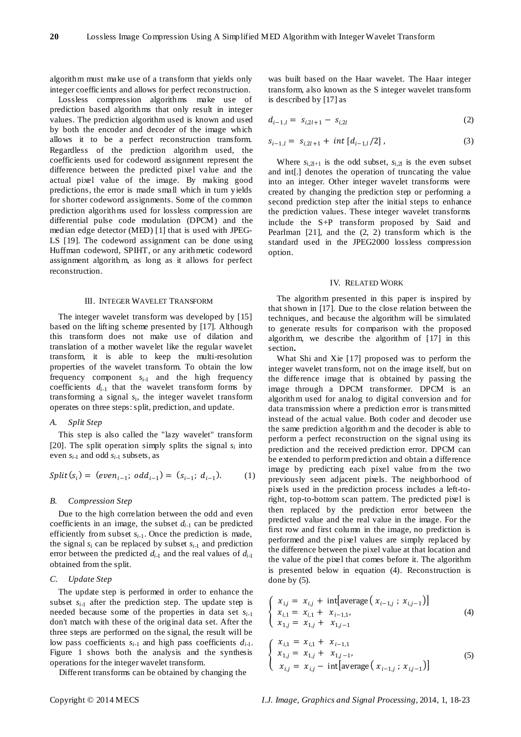algorithm must make use of a transform that yields only integer coefficients and allows for perfect reconstruction.

Lossless compression algorithms make use of prediction based algorithms that only result in integer values. The prediction algorithm used is known and used by both the encoder and decoder of the image which allows it to be a perfect reconstruction transform. Regardless of the prediction algorithm used, the coefficients used for codeword assignment represent the difference between the predicted pixel value and the actual pixel value of the image. By making good predictions, the error is made small which in turn yields for shorter codeword assignments. Some of the common prediction algorithms used for lossless compression are differential pulse code modulation (DPCM) and the median edge detector (MED) [1] that is used with JPEG-LS [19]. The codeword assignment can be done using Huffman codeword, SPIHT, or any arithmetic codeword assignment algorithm, as long as it allows for perfect reconstruction.

## III. Integer Wavelet Transform

The integer wavelet transform was developed by [15] based on the lifting scheme presented by [17]. Although this transform does not make use of dilation and translation of a mother wavelet like the regular wavelet transform, it is able to keep the multi-resolution properties of the wavelet transform. To obtain the low frequency component $s_{i-1}$ and the high frequency coefficients $d_{i-1}$ that the wavelet transform forms by transforming a signal $s_i$, the integer wavelet transform operates on three steps: split, prediction, and update.

### *A. Split Step*

This step is also called the "lazy wavelet" transform [20]. The split operation simply splits the signal $s_i$ into even $s_{i-1}$ and odd $s_{i-1}$ subsets, as

$$Split(s_i) = (even_{i-1};\ odd_{i-1}) = (s_{i-1};\ d_{i-1}). \tag{1}$$

### *B. Compression Step*

Due to the high correlation between the odd and even coefficients in an image, the subset $d_{i-1}$ can be predicted efficiently from subset $s_{i-1}$. Once the prediction is made, the signal $s_i$ can be replaced by subset $s_{i-1}$ and prediction error between the predicted $d_{i-1}$ and the real values of $d_{i-1}$ obtained from the split.

### *C. Update Step*

The update step is performed in order to enhance the subset $s_{i-1}$ after the prediction step. The update step is needed because some of the properties in data set $s_{i-1}$ don't match with these of the original data set. After the three steps are performed on the signal, the result will be low pass coefficients $s_{i-1}$ and high pass coefficients $d_{i-1}$. Figure 1 shows both the analysis and the synthesis operations for the integer wavelet transform.

Different transforms can be obtained by changing the was built based on the Haar wavelet. The Haar integer transform, also known as the S integer wavelet transform is described by [17] as

$$d_{i-1,l} = s_{i,2l+1} - s_{i,2l} \tag{2}$$

$$s_{i-1,l} = s_{i,2l+1} + int\,[d_{i-1,l}/2]\,, \tag{3}$$

Where $s_{i,2l+1}$ is the odd subset, $s_{i,2l}$ is the even subset and int[.] denotes the operation of truncating the value into an integer. Other integer wavelet transforms were created by changing the prediction step or performing a second prediction step after the initial steps to enhance the prediction values. These integer wavelet transforms include the S+P transform proposed by Said and Pearlman [21], and the (2, 2) transform which is the standard used in the JPEG2000 lossless compression option.

## IV. Related Work

The algorithm presented in this paper is inspired by that shown in [17]. Due to the close relation between the techniques, and because the algorithm will be simulated to generate results for comparison with the proposed algorithm, we describe the algorithm of [17] in this section**.**

What Shi and Xie [17] proposed was to perform the integer wavelet transform, not on the image itself, but on the difference image that is obtained by passing the image through a DPCM transformer. DPCM is an algorithm used for analog to digital conversion and for data transmission where a prediction error is transmitted instead of the actual value. Both coder and decoder use the same prediction algorithm and the decoder is able to perform a perfect reconstruction on the signal using its prediction and the received prediction error. DPCM can be extended to perform prediction and obtain a difference image by predicting each pixel value from the two previously seen adjacent pixels. The neighborhood of pixels used in the prediction process includes a left-to-right, top-to-bottom scan pattern. The predicted pixel is then replaced by the prediction error between the predicted value and the real value in the image. For the first row and first column in the image, no prediction is performed and the pixel values are simply replaced by the difference between the pixel value at that location and the value of the pixel that comes before it. The algorithm is presented below in equation (4). Reconstruction is done by (5).

$$\begin{cases} x_{i,j} = x_{i,j} + \text{int}\left[\text{average}\left(x_{i-1,j}\,;\,x_{i,j-1}\right)\right] \\ x_{i,1} = x_{i,1} + x_{i-1,1}, \\ x_{1,j} = x_{1,j} + x_{1,j-1} \end{cases} \tag{4}$$

$$\begin{cases} x_{i,1} = x_{i,1} + x_{i-1,1} \\ x_{1,j} = x_{1,j} + x_{1,j-1}, \\ x_{i,j} = x_{i,j} - \text{int}\left[\text{average}\left(x_{i-1,j}\,;\,x_{i,j-1}\right)\right] \end{cases} \tag{5}$$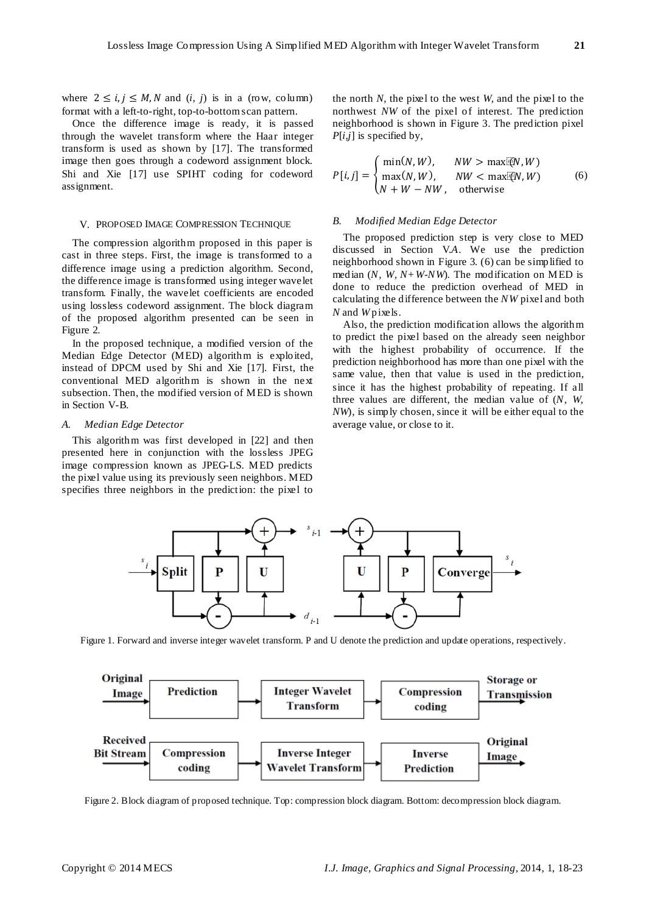where $2 \leq i, j \leq M, N$ and $(i, j)$ is in a (row, column) format with a left-to-right, top-to-bottom scan pattern.

Once the difference image is ready, it is passed through the wavelet transform where the Haar integer transform is used as shown by [17]. The transformed image then goes through a codeword assignment block. Shi and Xie [17] use SPIHT coding for codeword assignment.

## V. Proposed Image Compression Technique

The compression algorithm proposed in this paper is cast in three steps. First, the image is transformed to a difference image using a prediction algorithm. Second, the difference image is transformed using integer wavelet transform. Finally, the wavelet coefficients are encoded using lossless codeword assignment. The block diagram of the proposed algorithm presented can be seen in Figure 2.

In the proposed technique, a modified version of the Median Edge Detector (MED) algorithm is exploited, instead of DPCM used by Shi and Xie [17]. First, the conventional MED algorithm is shown in the next subsection. Then, the modified version of MED is shown in Section V-B.

### A. *Median Edge Detector*

This algorithm was first developed in [22] and then presented here in conjunction with the lossless JPEG image compression known as JPEG-LS. MED predicts the pixel value using its previously seen neighbors. MED specifies three neighbors in the prediction: the pixel to the north *N*, the pixel to the west *W*, and the pixel to the northwest *NW* of the pixel of interest. The prediction neighborhood is shown in Figure 3. The prediction pixel $P[i,j]$ is specified by,

$$P[i,j] = \begin{cases} \min(N, W), & NW > \max(N, W) \\ \max(N, W), & NW < \max(N, W) \\ N + W - NW, & \text{otherwise} \end{cases} \quad (6)$$

### B. *Modified Median Edge Detector*

The proposed prediction step is very close to MED discussed in Section V.*A*. We use the prediction neighborhood shown in Figure 3. (6) can be simplified to median ($N$, $W$, $N+W-NW$). The modification on MED is done to reduce the prediction overhead of MED in calculating the difference between the *NW* pixel and both *N* and *W* pixels.

Also, the prediction modification allows the algorithm to predict the pixel based on the already seen neighbor with the highest probability of occurrence. If the prediction neighborhood has more than one pixel with the same value, then that value is used in the prediction, since it has the highest probability of repeating. If all three values are different, the median value of ($N$, $W$, $NW$), is simply chosen, since it will be either equal to the average value, or close to it.

Figure 1. Forward and inverse integer wavelet transform. P and U denote the prediction and update operations, respectively.

Figure 2. Block diagram of proposed technique. Top: compression block diagram. Bottom: decompression block diagram.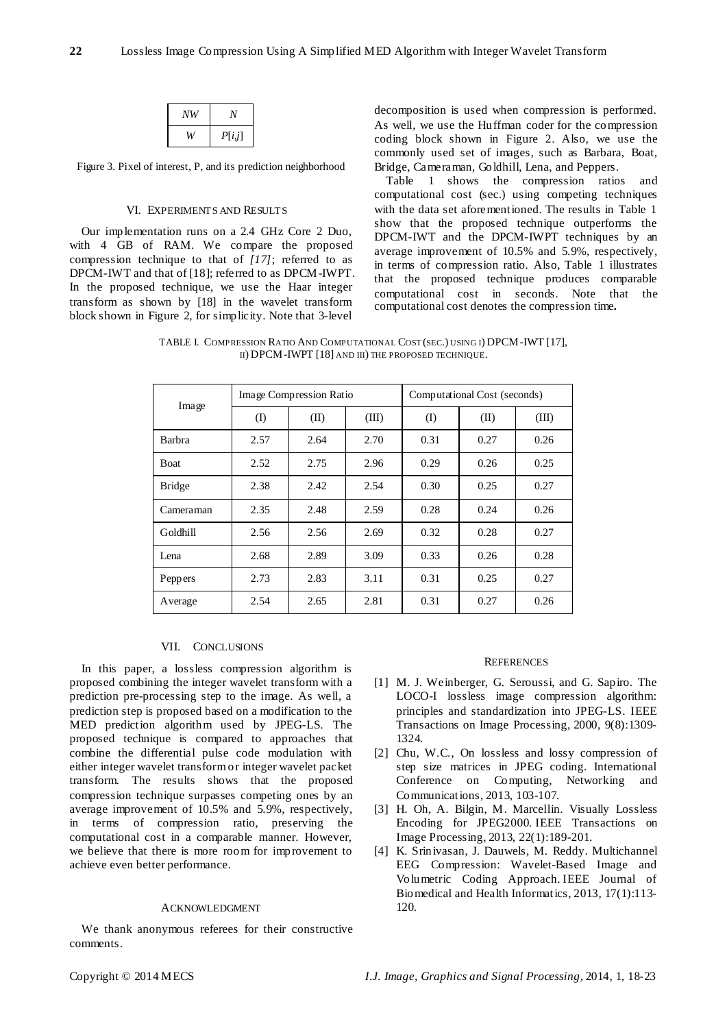| NW | N |
|---|---|
| W | P[i,j] |

Figure 3. Pixel of interest, P, and its prediction neighborhood

## VI. Experiments and Results

Our implementation runs on a 2.4 GHz Core 2 Duo, with 4 GB of RAM. We compare the proposed compression technique to that of *[17]*; referred to as DPCM-IWT and that of [18]; referred to as DPCM-IWPT. In the proposed technique, we use the Haar integer transform as shown by [18] in the wavelet transform block shown in Figure 2, for simplicity. Note that 3-level decomposition is used when compression is performed. As well, we use the Huffman coder for the compression coding block shown in Figure 2. Also, we use the commonly used set of images, such as Barbara, Boat, Bridge, Cameraman, Goldhill, Lena, and Peppers.

Table 1 shows the compression ratios and computational cost (sec.) using competing techniques with the data set aforementioned. The results in Table 1 show that the proposed technique outperforms the DPCM-IWT and the DPCM-IWPT techniques by an average improvement of 10.5% and 5.9%, respectively, in terms of compression ratio. Also, Table 1 illustrates that the proposed technique produces comparable computational cost in seconds. Note that the computational cost denotes the compression time**.**

TABLE I. Compression Ratio And Computational Cost (sec.) using i) DPCM-IWT [17], ii) DPCM-IWPT [18] and iii) the proposed technique.

| Image | Image Compression Ratio | | | Computational Cost (seconds) | | |
|---|---|---|---|---|---|---|
| | (I) | (II) | (III) | (I) | (II) | (III) |
| Barbra | 2.57 | 2.64 | 2.70 | 0.31 | 0.27 | 0.26 |
| Boat | 2.52 | 2.75 | 2.96 | 0.29 | 0.26 | 0.25 |
| Bridge | 2.38 | 2.42 | 2.54 | 0.30 | 0.25 | 0.27 |
| Cameraman | 2.35 | 2.48 | 2.59 | 0.28 | 0.24 | 0.26 |
| Goldhill | 2.56 | 2.56 | 2.69 | 0.32 | 0.28 | 0.27 |
| Lena | 2.68 | 2.89 | 3.09 | 0.33 | 0.26 | 0.28 |
| Peppers | 2.73 | 2.83 | 3.11 | 0.31 | 0.25 | 0.27 |
| Average | 2.54 | 2.65 | 2.81 | 0.31 | 0.27 | 0.26 |

## VII. Conclusions

In this paper, a lossless compression algorithm is proposed combining the integer wavelet transform with a prediction pre-processing step to the image. As well, a prediction step is proposed based on a modification to the MED prediction algorithm used by JPEG-LS. The proposed technique is compared to approaches that combine the differential pulse code modulation with either integer wavelet transform or integer wavelet packet transform. The results shows that the proposed compression technique surpasses competing ones by an average improvement of 10.5% and 5.9%, respectively, in terms of compression ratio, preserving the computational cost in a comparable manner. However, we believe that there is more room for improvement to achieve even better performance.

## Acknowledgment

We thank anonymous referees for their constructive comments.

## References

[1] M. J. Weinberger, G. Seroussi, and G. Sapiro. The LOCO-I lossless image compression algorithm: principles and standardization into JPEG-LS. IEEE Transactions on Image Processing, 2000, 9(8):1309-1324.

[2] Chu, W.C., On lossless and lossy compression of step size matrices in JPEG coding. International Conference on Computing, Networking and Communications, 2013, 103-107.

[3] H. Oh, A. Bilgin, M. Marcellin. Visually Lossless Encoding for JPEG2000. IEEE Transactions on Image Processing, 2013, 22(1):189-201.

[4] K. Srinivasan, J. Dauwels, M. Reddy. Multichannel EEG Compression: Wavelet-Based Image and Volumetric Coding Approach. IEEE Journal of Biomedical and Health Informatics, 2013, 17(1):113-120.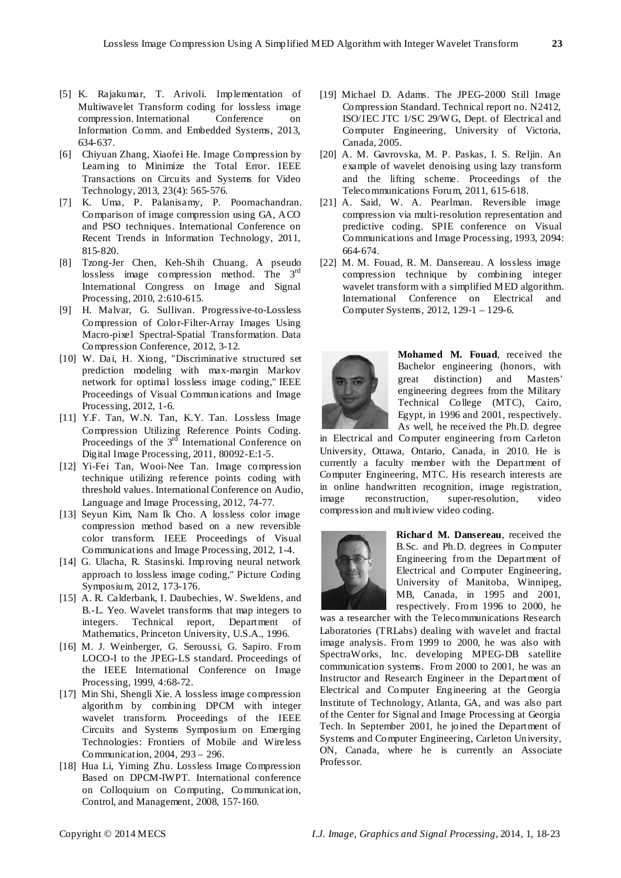[5] K. Rajakumar, T. Arivoli. Implementation of Multiwavelet Transform coding for lossless image compression. International Conference on Information Comm. and Embedded Systems, 2013, 634-637.

[6] Chiyuan Zhang, Xiaofei He. Image Compression by Learning to Minimize the Total Error. IEEE Transactions on Circuits and Systems for Video Technology, 2013, 23(4): 565-576.

[7] K. Uma, P. Palanisamy, P. Poornachandran. Comparison of image compression using GA, ACO and PSO techniques. International Conference on Recent Trends in Information Technology, 2011, 815-820.

[8] Tzong-Jer Chen, Keh-Shih Chuang. A pseudo lossless image compression method. The 3rd International Congress on Image and Signal Processing, 2010, 2:610-615.

[9] H. Malvar, G. Sullivan. Progressive-to-Lossless Compression of Color-Filter-Array Images Using Macro-pixel Spectral-Spatial Transformation. Data Compression Conference, 2012, 3-12.

[10] W. Dai, H. Xiong, "Discriminative structured set prediction modeling with max-margin Markov network for optimal lossless image coding," IEEE Proceedings of Visual Communications and Image Processing, 2012, 1-6.

[11] Y.F. Tan, W.N. Tan, K.Y. Tan. Lossless Image Compression Utilizing Reference Points Coding. Proceedings of the 3rd International Conference on Digital Image Processing, 2011, 80092-E:1-5.

[12] Yi-Fei Tan, Wooi-Nee Tan. Image compression technique utilizing reference points coding with threshold values. International Conference on Audio, Language and Image Processing, 2012, 74-77.

[13] Seyun Kim, Nam Ik Cho. A lossless color image compression method based on a new reversible color transform. IEEE Proceedings of Visual Communications and Image Processing, 2012, 1-4.

[14] G. Ulacha, R. Stasinski. Improving neural network approach to lossless image coding," Picture Coding Symposium, 2012, 173-176.

[15] A. R. Calderbank, I. Daubechies, W. Sweldens, and B.-L. Yeo. Wavelet transforms that map integers to integers. Technical report, Department of Mathematics, Princeton University, U.S.A., 1996.

[16] M. J. Weinberger, G. Seroussi, G. Sapiro. From LOCO-I to the JPEG-LS standard. Proceedings of the IEEE International Conference on Image Processing, 1999, 4:68-72.

[17] Min Shi, Shengli Xie. A lossless image compression algorithm by combining DPCM with integer wavelet transform. Proceedings of the IEEE Circuits and Systems Symposium on Emerging Technologies: Frontiers of Mobile and Wireless Communication, 2004, 293 – 296.

[18] Hua Li, Yiming Zhu. Lossless Image Compression Based on DPCM-IWPT. International conference on Colloquium on Computing, Communication, Control, and Management, 2008, 157-160.

[19] Michael D. Adams. The JPEG-2000 Still Image Compression Standard. Technical report no. N2412, ISO/IEC JTC 1/SC 29/WG, Dept. of Electrical and Computer Engineering, University of Victoria, Canada, 2005.

[20] A. M. Gavrovska, M. P. Paskas, I. S. Reljin. An example of wavelet denoising using lazy transform and the lifting scheme. Proceedings of the Telecommunications Forum, 2011, 615-618.

[21] A. Said, W. A. Pearlman. Reversible image compression via multi-resolution representation and predictive coding. SPIE conference on Visual Communications and Image Processing, 1993, 2094: 664-674.

[22] M. M. Fouad, R. M. Dansereau. A lossless image compression technique by combining integer wavelet transform with a simplified MED algorithm. International Conference on Electrical and Computer Systems, 2012, 129-1 – 129-6.

**Mohamed M. Fouad**, received the Bachelor engineering (honors, with great distinction) and Masters' engineering degrees from the Military Technical College (MTC), Cairo, Egypt, in 1996 and 2001, respectively. As well, he received the Ph.D. degree in Electrical and Computer engineering from Carleton University, Ottawa, Ontario, Canada, in 2010. He is currently a faculty member with the Department of Computer Engineering, MTC. His research interests are in online handwritten recognition, image registration, image reconstruction, super-resolution, video compression and multiview video coding.

**Richard M. Dansereau**, received the B.Sc. and Ph.D. degrees in Computer Engineering from the Department of Electrical and Computer Engineering, University of Manitoba, Winnipeg, MB, Canada, in 1995 and 2001, respectively. From 1996 to 2000, he was a researcher with the Telecommunications Research Laboratories (TRLabs) dealing with wavelet and fractal image analysis. From 1999 to 2000, he was also with SpectraWorks, Inc. developing MPEG-DB satellite communication systems. From 2000 to 2001, he was an Instructor and Research Engineer in the Department of Electrical and Computer Engineering at the Georgia Institute of Technology, Atlanta, GA, and was also part of the Center for Signal and Image Processing at Georgia Tech. In September 2001, he joined the Department of Systems and Computer Engineering, Carleton University, ON, Canada, where he is currently an Associate Professor.